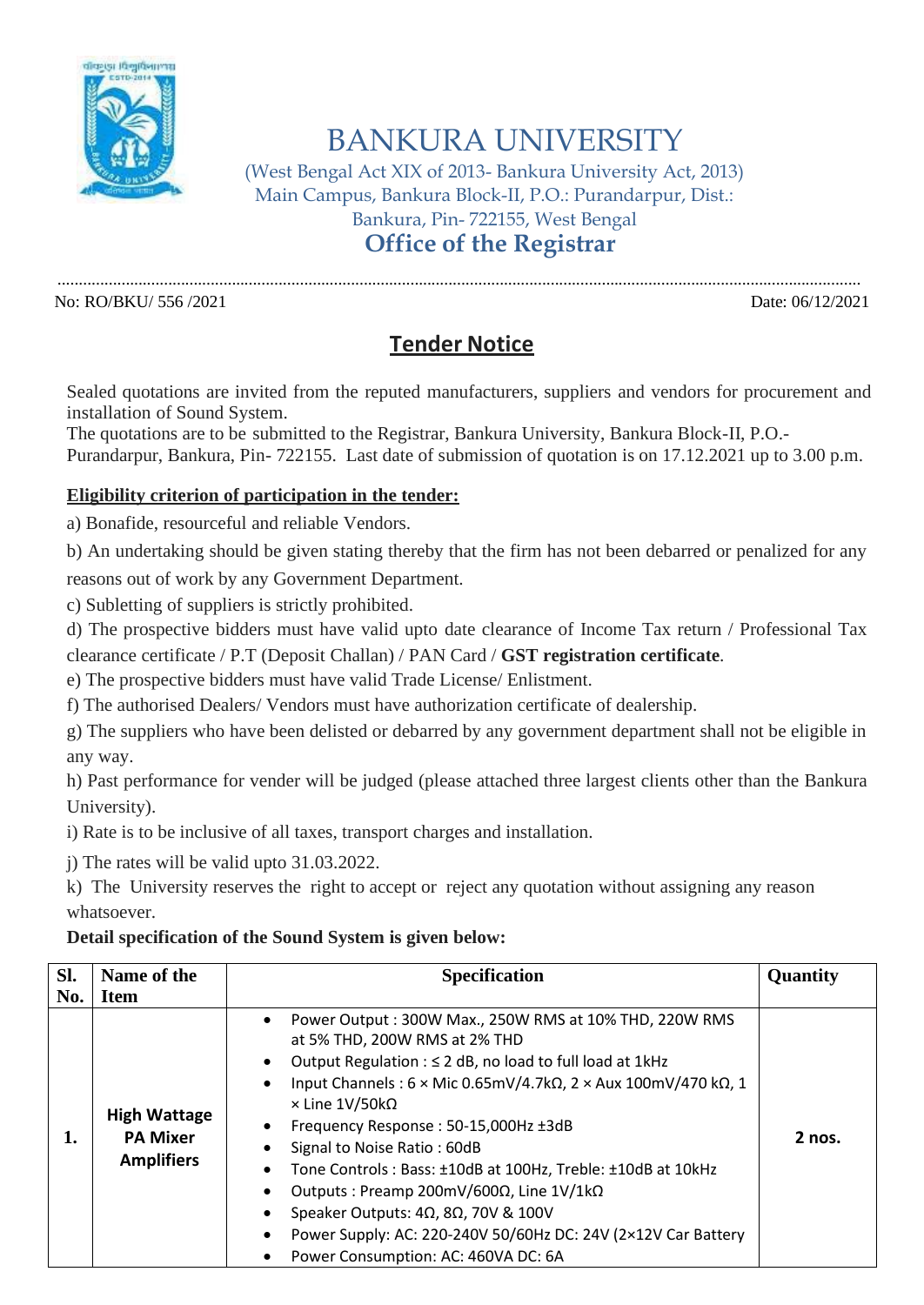# BANKURA UNIVERSITY

(West Bengal Act XIX of 2013- Bankura University Act, 2013)
Main Campus, Bankura Block-II, P.O.: Purandarpur, Dist.: Bankura, Pin- 722155, West Bengal

## Office of the Registrar

No: RO/BKU/ 556 /2021 Date: 06/12/2021

## Tender Notice

Sealed quotations are invited from the reputed manufacturers, suppliers and vendors for procurement and installation of Sound System.

The quotations are to be submitted to the Registrar, Bankura University, Bankura Block-II, P.O.- Purandarpur, Bankura, Pin- 722155. Last date of submission of quotation is on 17.12.2021 up to 3.00 p.m.

**Eligibility criterion of participation in the tender:**

a) Bonafide, resourceful and reliable Vendors.

b) An undertaking should be given stating thereby that the firm has not been debarred or penalized for any reasons out of work by any Government Department.

c) Subletting of suppliers is strictly prohibited.

d) The prospective bidders must have valid upto date clearance of Income Tax return / Professional Tax clearance certificate / P.T (Deposit Challan) / PAN Card / **GST registration certificate**.

e) The prospective bidders must have valid Trade License/ Enlistment.

f) The authorised Dealers/ Vendors must have authorization certificate of dealership.

g) The suppliers who have been delisted or debarred by any government department shall not be eligible in any way.

h) Past performance for vender will be judged (please attached three largest clients other than the Bankura University).

i) Rate is to be inclusive of all taxes, transport charges and installation.

j) The rates will be valid upto 31.03.2022.

k) The University reserves the right to accept or reject any quotation without assigning any reason whatsoever.

**Detail specification of the Sound System is given below:**

| Sl. No. | Name of the Item | Specification | Quantity |
|---|---|---|---|
| 1. | **High Wattage PA Mixer Amplifiers** | • Power Output : 300W Max., 250W RMS at 10% THD, 220W RMS at 5% THD, 200W RMS at 2% THD<br>• Output Regulation : ≤ 2 dB, no load to full load at 1kHz<br>• Input Channels : 6 × Mic 0.65mV/4.7kΩ, 2 × Aux 100mV/470 kΩ, 1 × Line 1V/50kΩ<br>• Frequency Response : 50-15,000Hz ±3dB<br>• Signal to Noise Ratio : 60dB<br>• Tone Controls : Bass: ±10dB at 100Hz, Treble: ±10dB at 10kHz<br>• Outputs : Preamp 200mV/600Ω, Line 1V/1kΩ<br>• Speaker Outputs: 4Ω, 8Ω, 70V & 100V<br>• Power Supply: AC: 220-240V 50/60Hz DC: 24V (2×12V Car Battery<br>• Power Consumption: AC: 460VA DC: 6A | **2 nos.** |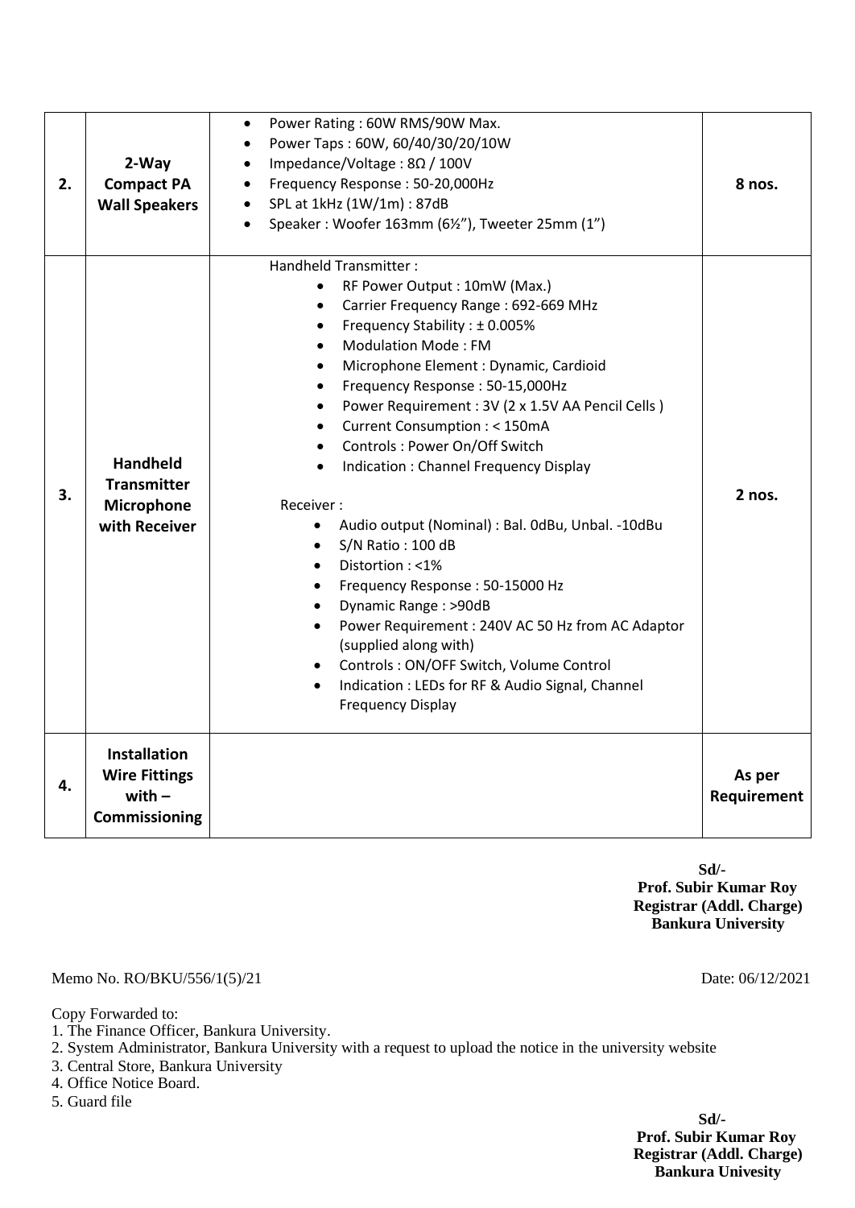| | | | |
|---|---|---|---|
| **2.** | **2-Way Compact PA Wall Speakers** | • Power Rating : 60W RMS/90W Max.<br>• Power Taps : 60W, 60/40/30/20/10W<br>• Impedance/Voltage : 8Ω / 100V<br>• Frequency Response : 50-20,000Hz<br>• SPL at 1kHz (1W/1m) : 87dB<br>• Speaker : Woofer 163mm (6½"), Tweeter 25mm (1") | **8 nos.** |
| **3.** | **Handheld Transmitter Microphone with Receiver** | Handheld Transmitter :<br>• RF Power Output : 10mW (Max.)<br>• Carrier Frequency Range : 692-669 MHz<br>• Frequency Stability : ± 0.005%<br>• Modulation Mode : FM<br>• Microphone Element : Dynamic, Cardioid<br>• Frequency Response : 50-15,000Hz<br>• Power Requirement : 3V (2 x 1.5V AA Pencil Cells )<br>• Current Consumption : < 150mA<br>• Controls : Power On/Off Switch<br>• Indication : Channel Frequency Display<br><br>Receiver :<br>• Audio output (Nominal) : Bal. 0dBu, Unbal. -10dBu<br>• S/N Ratio : 100 dB<br>• Distortion : <1%<br>• Frequency Response : 50-15000 Hz<br>• Dynamic Range : >90dB<br>• Power Requirement : 240V AC 50 Hz from AC Adaptor (supplied along with)<br>• Controls : ON/OFF Switch, Volume Control<br>• Indication : LEDs for RF & Audio Signal, Channel Frequency Display | **2 nos.** |
| **4.** | **Installation Wire Fittings with – Commissioning** | | **As per Requirement** |

**Sd/-**
**Prof. Subir Kumar Roy**
**Registrar (Addl. Charge)**
**Bankura University**

Memo No. RO/BKU/556/1(5)/21 Date: 06/12/2021

Copy Forwarded to:

1. The Finance Officer, Bankura University.
2. System Administrator, Bankura University with a request to upload the notice in the university website
3. Central Store, Bankura University
4. Office Notice Board.
5. Guard file

**Sd/-**
**Prof. Subir Kumar Roy**
**Registrar (Addl. Charge)**
**Bankura Univesity**